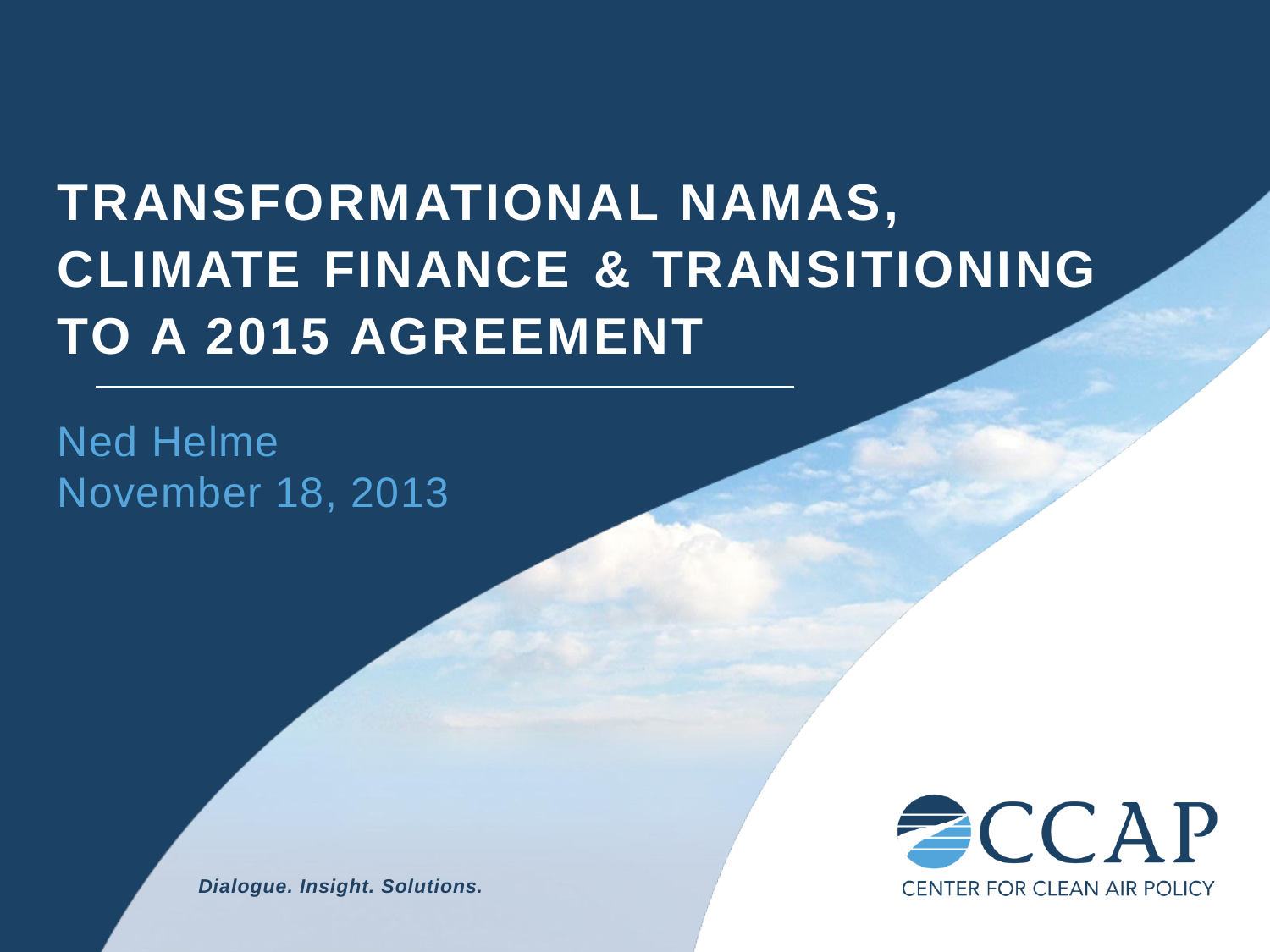# TRANSFORMATIONAL NAMAS, CLIMATE FINANCE & TRANSITIONING TO A 2015 AGREEMENT

Ned Helme
November 18, 2013

*Dialogue. Insight. Solutions.*

CCAP
CENTER FOR CLEAN AIR POLICY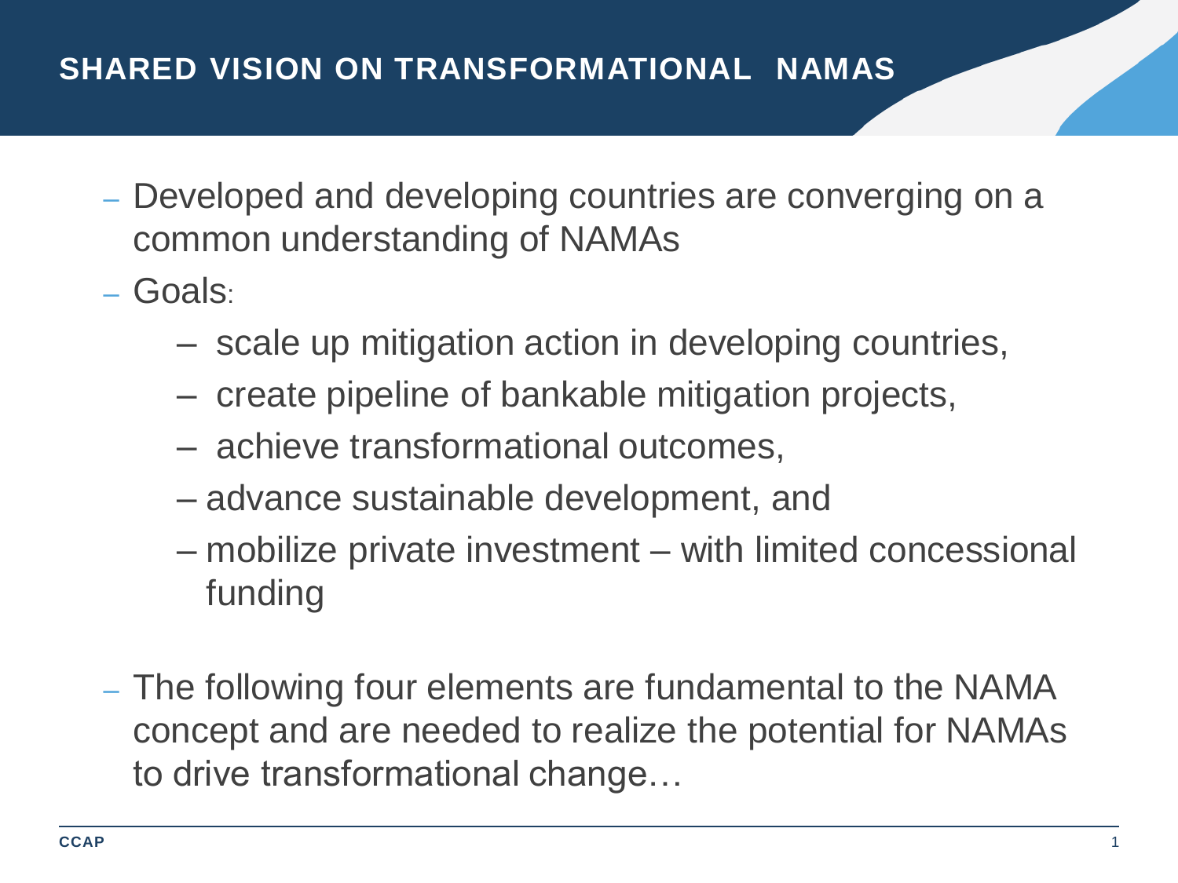## SHARED VISION ON TRANSFORMATIONAL NAMAS

- Developed and developing countries are converging on a common understanding of NAMAs
- Goals:
  - scale up mitigation action in developing countries,
  - create pipeline of bankable mitigation projects,
  - achieve transformational outcomes,
  - advance sustainable development, and
  - mobilize private investment – with limited concessional funding
- The following four elements are fundamental to the NAMA concept and are needed to realize the potential for NAMAs to drive transformational change…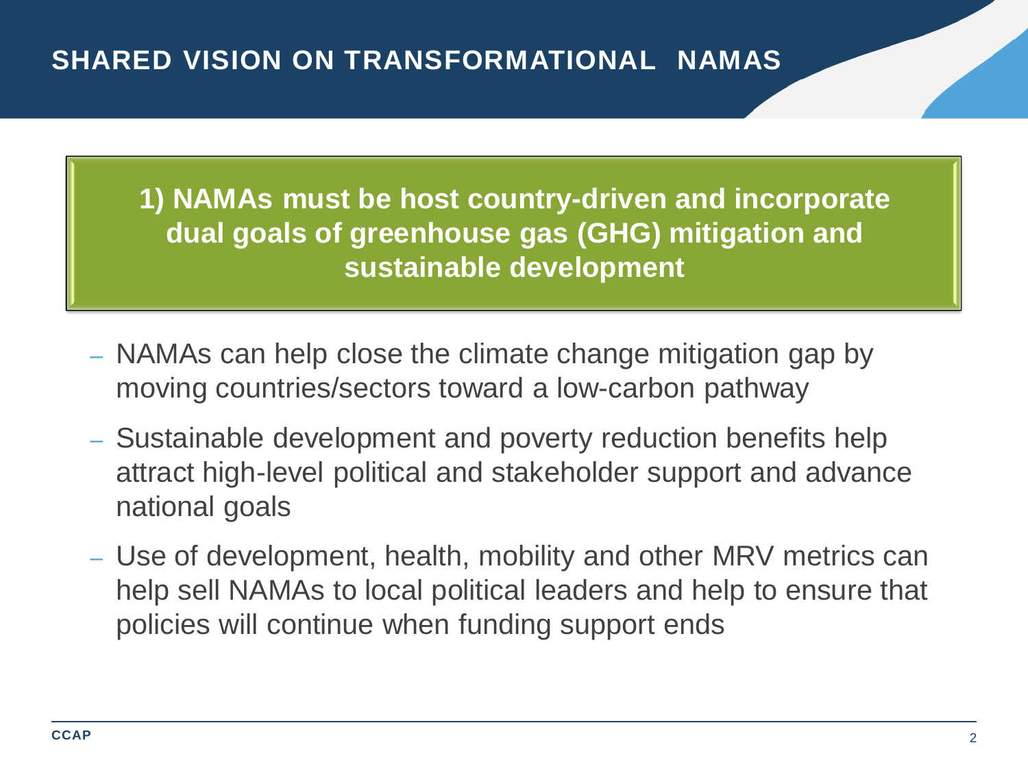# SHARED VISION ON TRANSFORMATIONAL NAMAS

**1) NAMAs must be host country-driven and incorporate dual goals of greenhouse gas (GHG) mitigation and sustainable development**

- NAMAs can help close the climate change mitigation gap by moving countries/sectors toward a low-carbon pathway
- Sustainable development and poverty reduction benefits help attract high-level political and stakeholder support and advance national goals
- Use of development, health, mobility and other MRV metrics can help sell NAMAs to local political leaders and help to ensure that policies will continue when funding support ends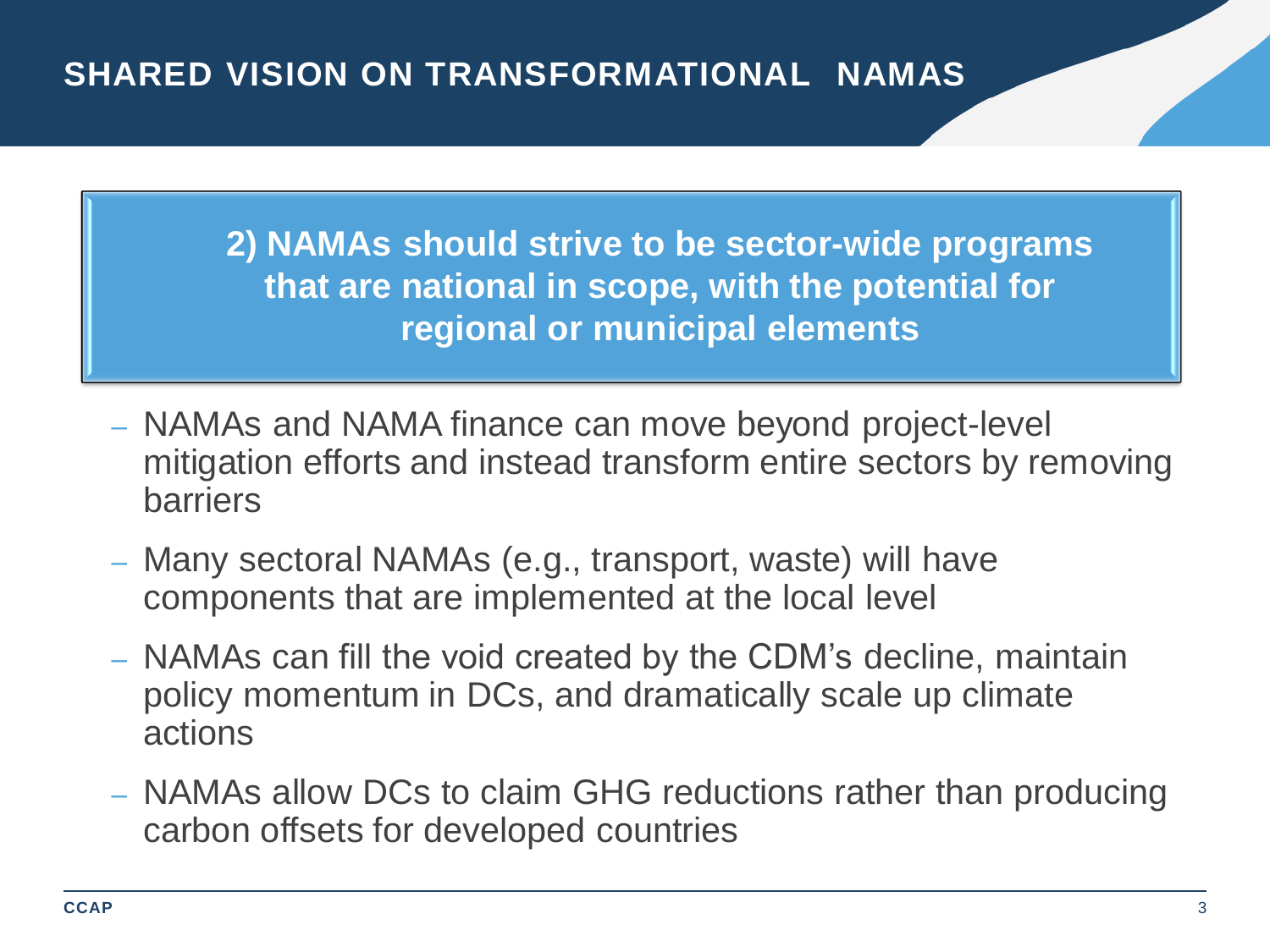# SHARED VISION ON TRANSFORMATIONAL NAMAS

**2) NAMAs should strive to be sector-wide programs that are national in scope, with the potential for regional or municipal elements**

- NAMAs and NAMA finance can move beyond project-level mitigation efforts and instead transform entire sectors by removing barriers
- Many sectoral NAMAs (e.g., transport, waste) will have components that are implemented at the local level
- NAMAs can fill the void created by the CDM's decline, maintain policy momentum in DCs, and dramatically scale up climate actions
- NAMAs allow DCs to claim GHG reductions rather than producing carbon offsets for developed countries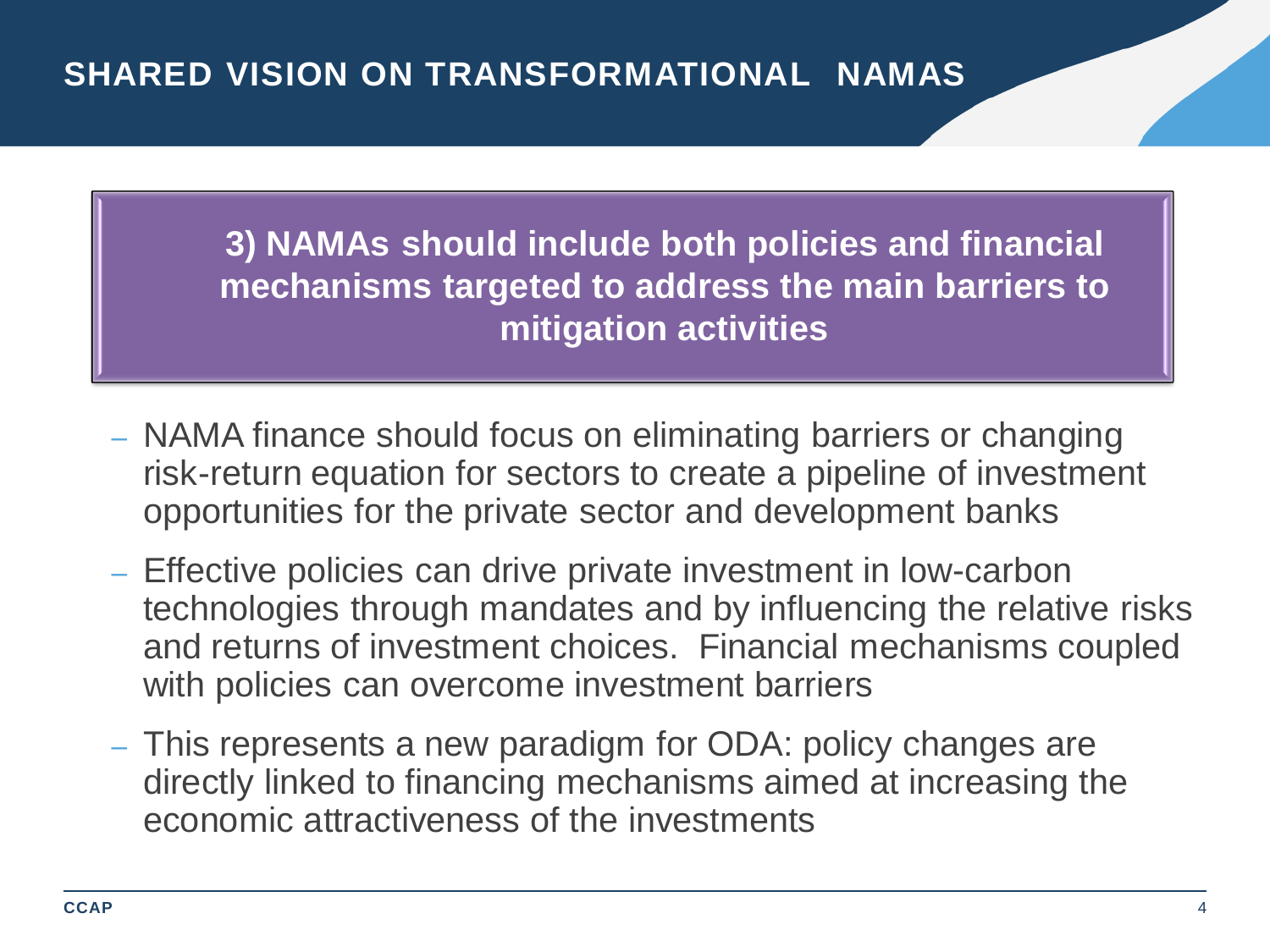# SHARED VISION ON TRANSFORMATIONAL NAMAS

**3) NAMAs should include both policies and financial mechanisms targeted to address the main barriers to mitigation activities**

- NAMA finance should focus on eliminating barriers or changing risk-return equation for sectors to create a pipeline of investment opportunities for the private sector and development banks
- Effective policies can drive private investment in low-carbon technologies through mandates and by influencing the relative risks and returns of investment choices. Financial mechanisms coupled with policies can overcome investment barriers
- This represents a new paradigm for ODA: policy changes are directly linked to financing mechanisms aimed at increasing the economic attractiveness of the investments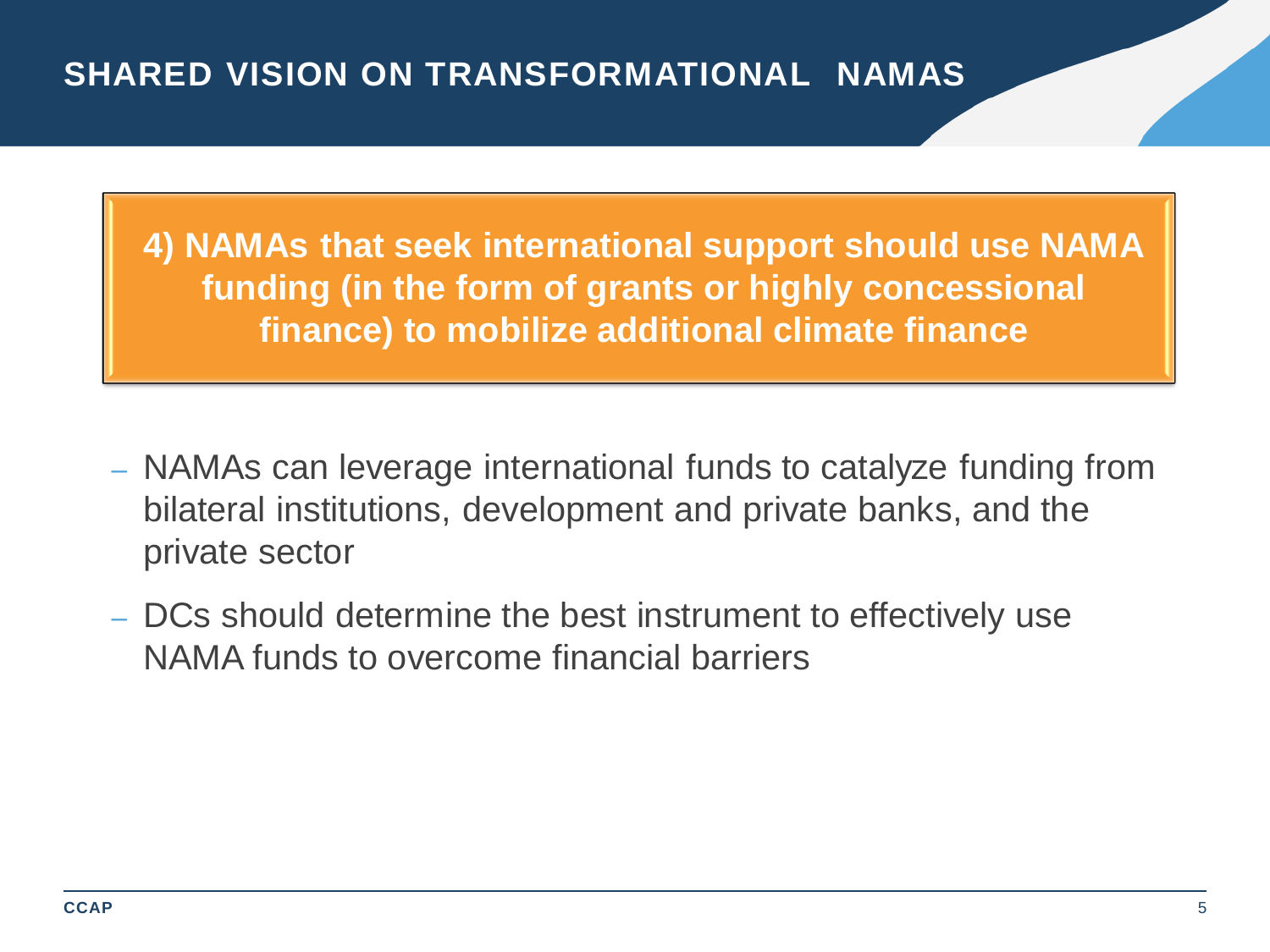## SHARED VISION ON TRANSFORMATIONAL NAMAS

**4) NAMAs that seek international support should use NAMA funding (in the form of grants or highly concessional finance) to mobilize additional climate finance**

- NAMAs can leverage international funds to catalyze funding from bilateral institutions, development and private banks, and the private sector
- DCs should determine the best instrument to effectively use NAMA funds to overcome financial barriers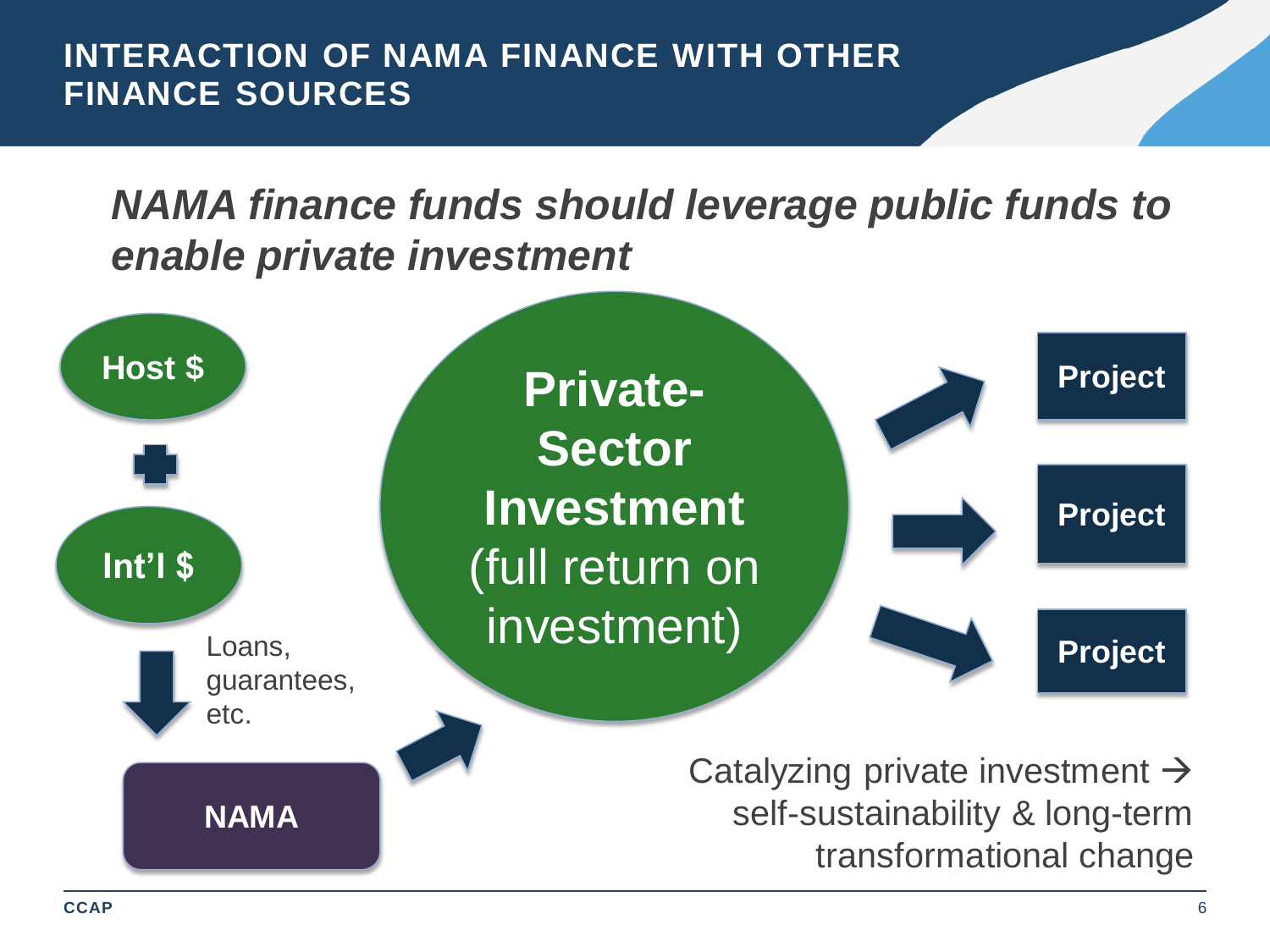# INTERACTION OF NAMA FINANCE WITH OTHER FINANCE SOURCES

***NAMA finance funds should leverage public funds to enable private investment***

**Host $**

+

**Int'l $**

Loans, guarantees, etc.

**NAMA**

**Private-Sector Investment** (full return on investment)

**Project**

**Project**

**Project**

Catalyzing private investment → self-sustainability & long-term transformational change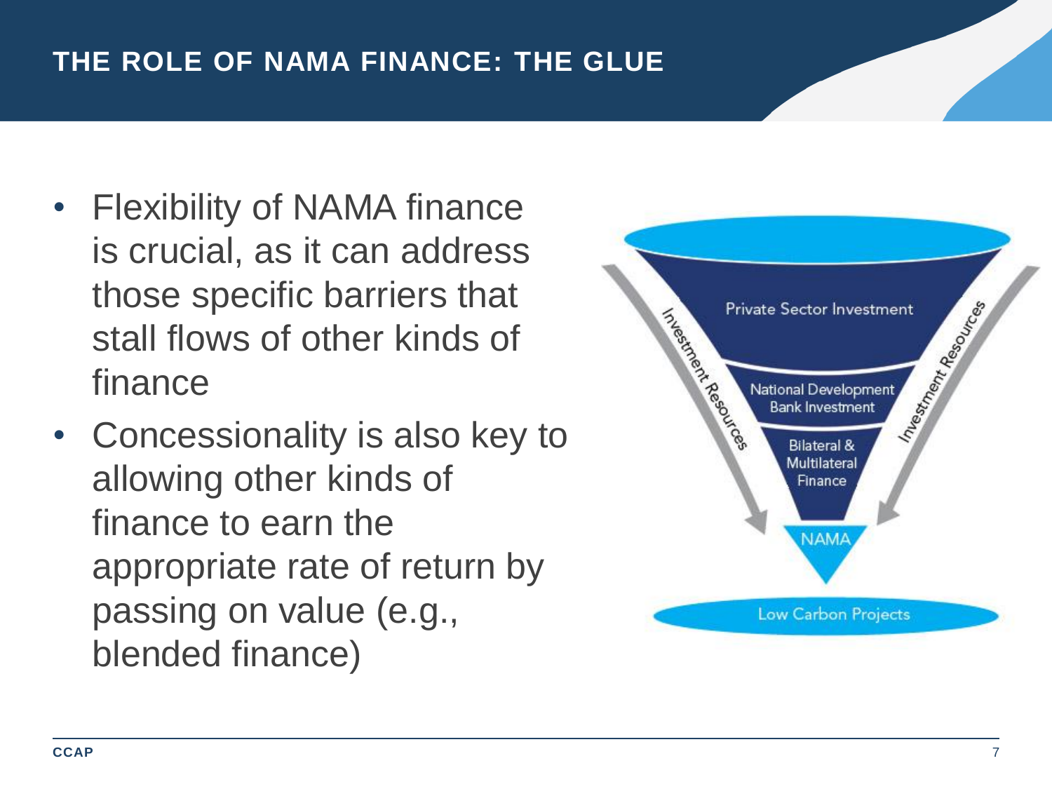# THE ROLE OF NAMA FINANCE: THE GLUE

- Flexibility of NAMA finance is crucial, as it can address those specific barriers that stall flows of other kinds of finance
- Concessionality is also key to allowing other kinds of finance to earn the appropriate rate of return by passing on value (e.g., blended finance)

Investment Resources

Private Sector Investment

National Development Bank Investment

Bilateral & Multilateral Finance

NAMA

Investment Resources

Low Carbon Projects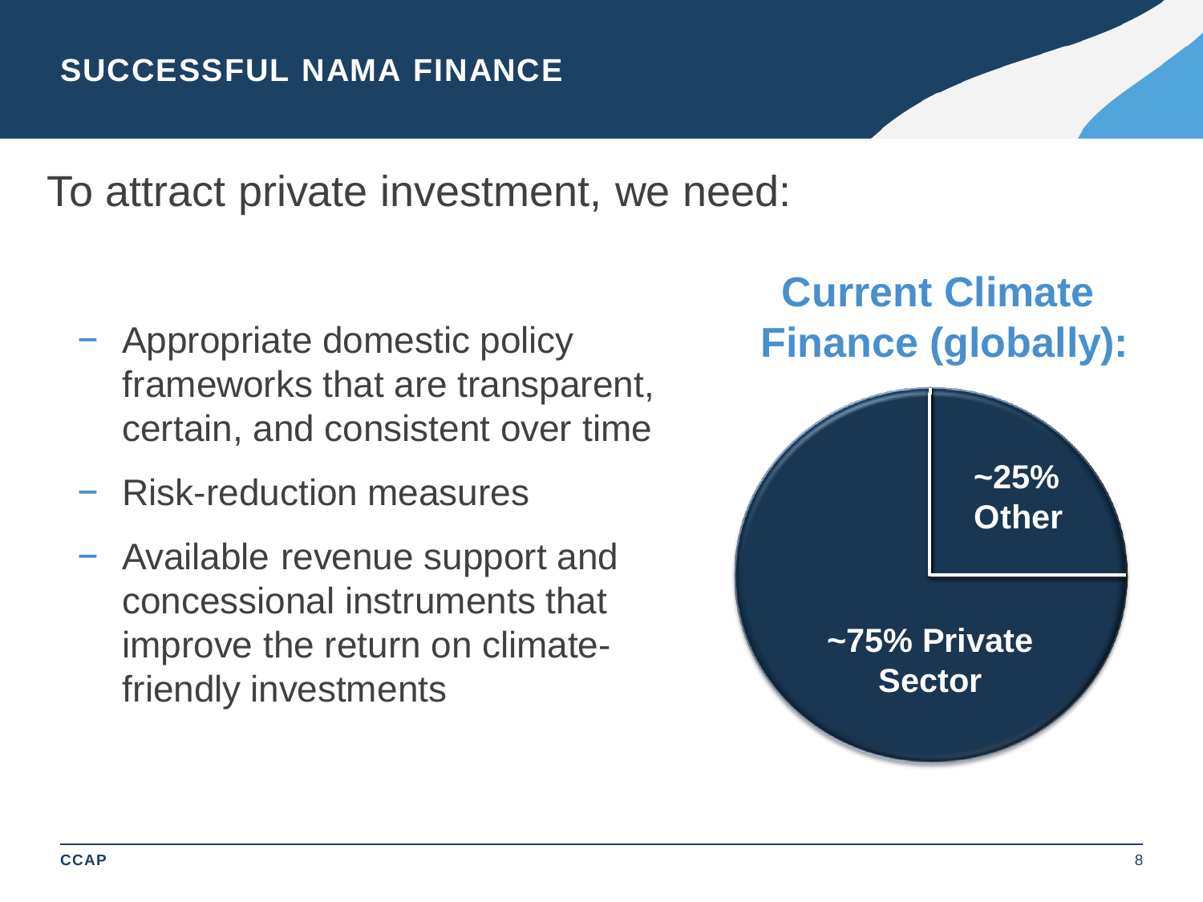## SUCCESSFUL NAMA FINANCE

To attract private investment, we need:

- Appropriate domestic policy frameworks that are transparent, certain, and consistent over time
- Risk-reduction measures
- Available revenue support and concessional instruments that improve the return on climate-friendly investments

**Current Climate Finance (globally):**

**~25% Other**

**~75% Private Sector**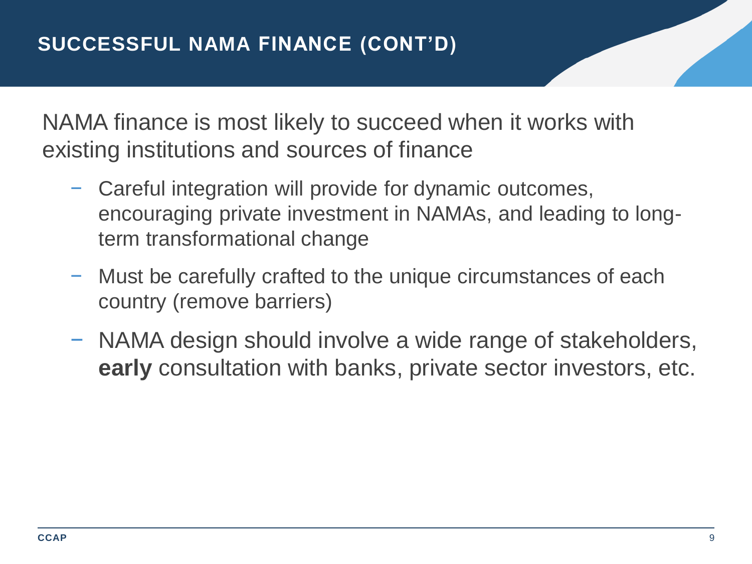# SUCCESSFUL NAMA FINANCE (CONT'D)

NAMA finance is most likely to succeed when it works with existing institutions and sources of finance

- Careful integration will provide for dynamic outcomes, encouraging private investment in NAMAs, and leading to long-term transformational change
- Must be carefully crafted to the unique circumstances of each country (remove barriers)
- NAMA design should involve a wide range of stakeholders, **early** consultation with banks, private sector investors, etc.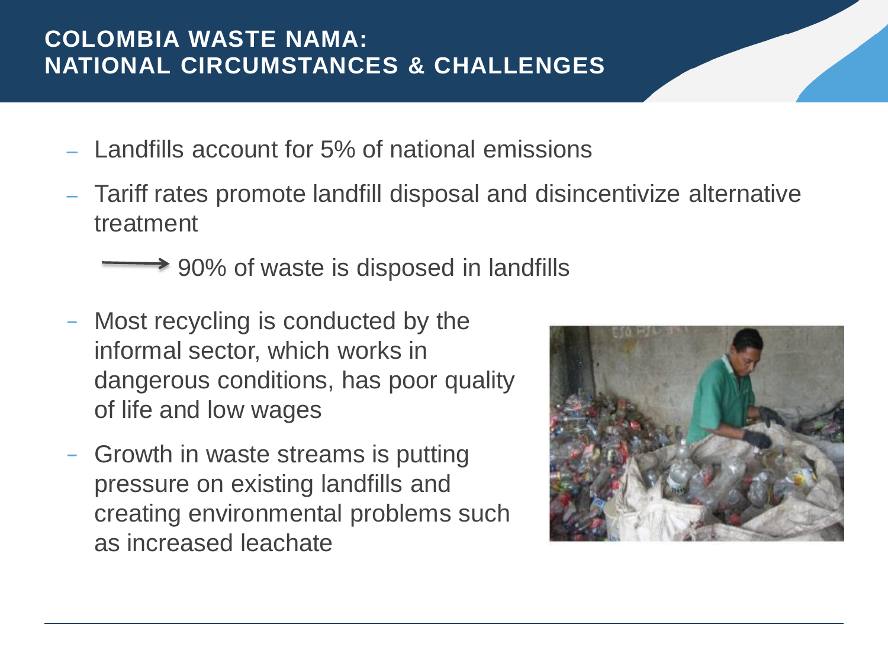# COLMBIA WASTE NAMA:

# COLOMBIA WASTE NAMA: NATIONAL CIRCUMSTANCES & CHALLENGES

- Landfills account for 5% of national emissions
- Tariff rates promote landfill disposal and disincentivize alternative treatment

  → 90% of waste is disposed in landfills

- Most recycling is conducted by the informal sector, which works in dangerous conditions, has poor quality of life and low wages
- Growth in waste streams is putting pressure on existing landfills and creating environmental problems such as increased leachate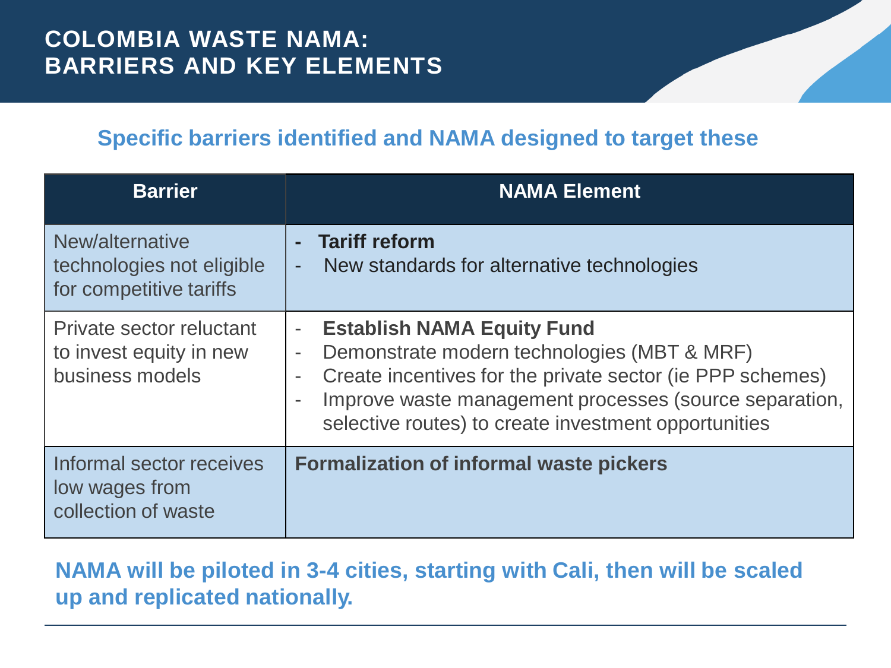# COLOMBIA WASTE NAMA: BARRIERS AND KEY ELEMENTS

## Specific barriers identified and NAMA designed to target these

| Barrier | NAMA Element |
|---|---|
| New/alternative technologies not eligible for competitive tariffs | - **Tariff reform**<br>- New standards for alternative technologies |
| Private sector reluctant to invest equity in new business models | - **Establish NAMA Equity Fund**<br>- Demonstrate modern technologies (MBT & MRF)<br>- Create incentives for the private sector (ie PPP schemes)<br>- Improve waste management processes (source separation, selective routes) to create investment opportunities |
| Informal sector receives low wages from collection of waste | **Formalization of informal waste pickers** |

**NAMA will be piloted in 3-4 cities, starting with Cali, then will be scaled up and replicated nationally.**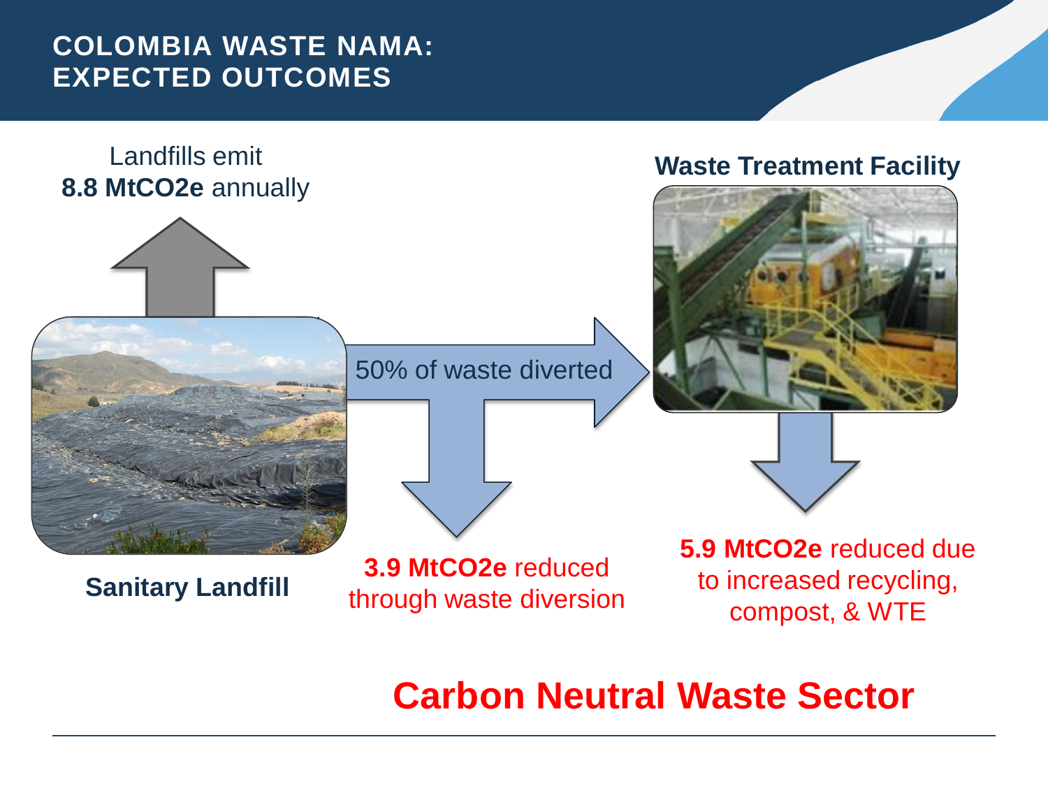# COLOMBIA WASTE NAMA: EXPECTED OUTCOMES

Landfills emit **8.8 MtCO2e** annually

**Sanitary Landfill**

50% of waste diverted

**Waste Treatment Facility**

**3.9 MtCO2e** reduced through waste diversion

**5.9 MtCO2e** reduced due to increased recycling, compost, & WTE

## Carbon Neutral Waste Sector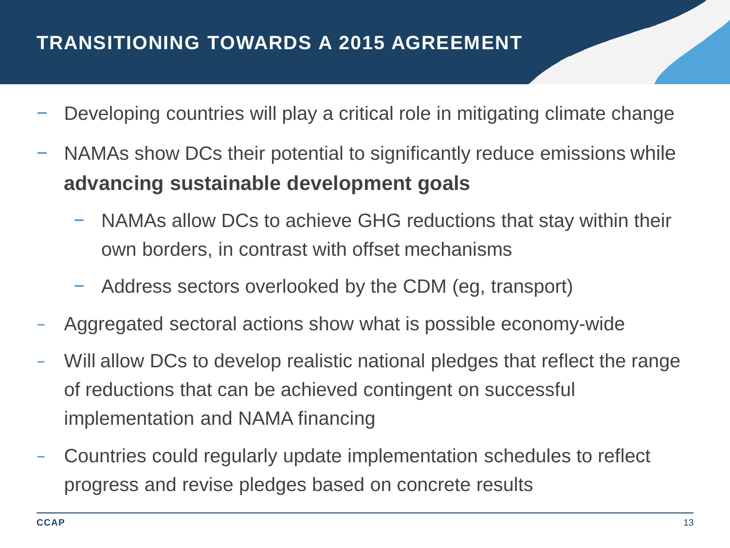## TRANSITIONING TOWARDS A 2015 AGREEMENT

- Developing countries will play a critical role in mitigating climate change
- NAMAs show DCs their potential to significantly reduce emissions while **advancing sustainable development goals**
  - NAMAs allow DCs to achieve GHG reductions that stay within their own borders, in contrast with offset mechanisms
  - Address sectors overlooked by the CDM (eg, transport)
- Aggregated sectoral actions show what is possible economy-wide
- Will allow DCs to develop realistic national pledges that reflect the range of reductions that can be achieved contingent on successful implementation and NAMA financing
- Countries could regularly update implementation schedules to reflect progress and revise pledges based on concrete results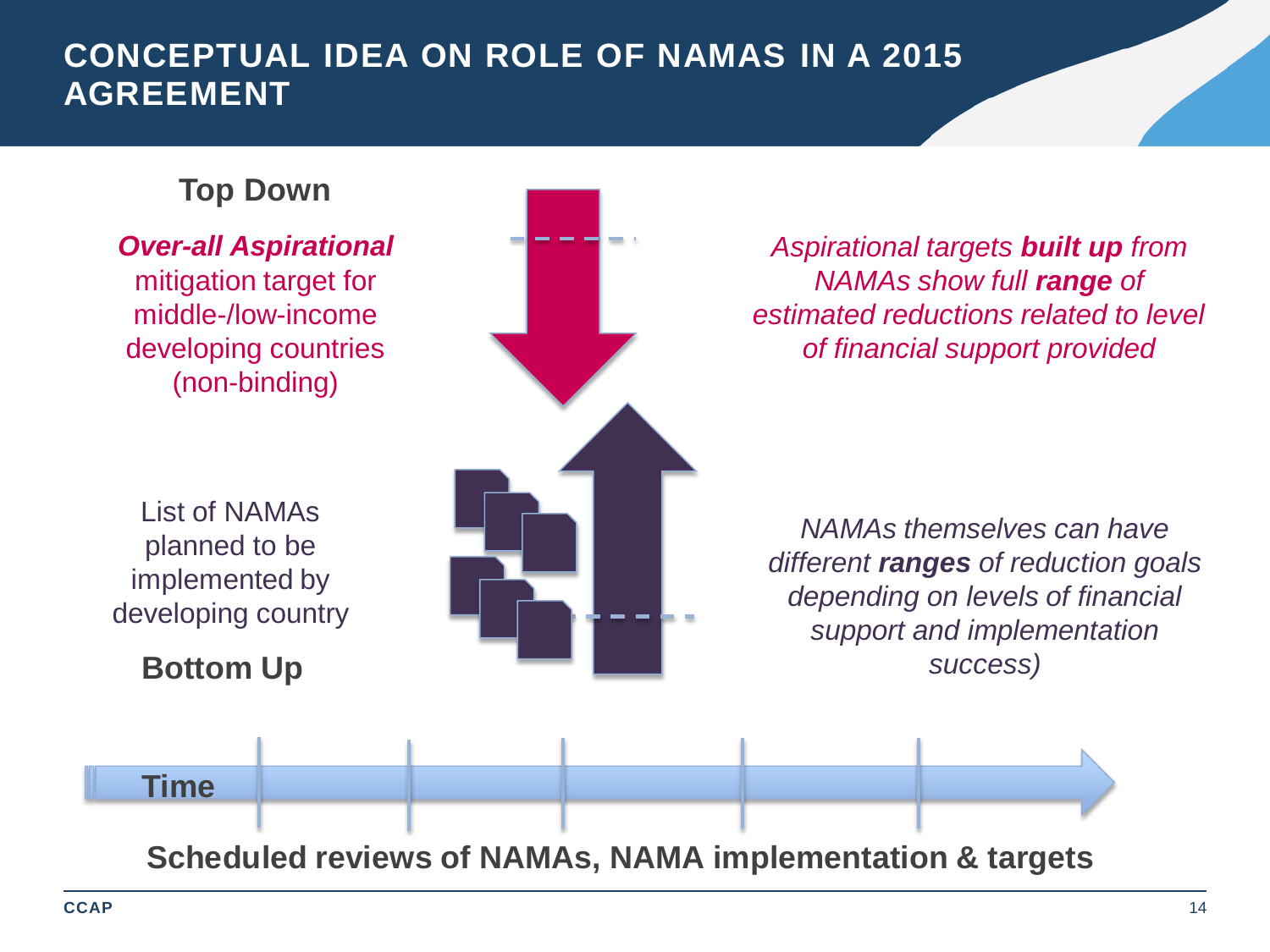# CONCEPTUAL IDEA ON ROLE OF NAMAS IN A 2015 AGREEMENT

**Top Down**

***Over-all Aspirational*** mitigation target for middle-/low-income developing countries (non-binding)

*Aspirational targets **built up** from NAMAs show full **range** of estimated reductions related to level of financial support provided*

List of NAMAs planned to be implemented by developing country

**Bottom Up**

*NAMAs themselves can have different **ranges** of reduction goals depending on levels of financial support and implementation success)*

**Time**

**Scheduled reviews of NAMAs, NAMA implementation & targets**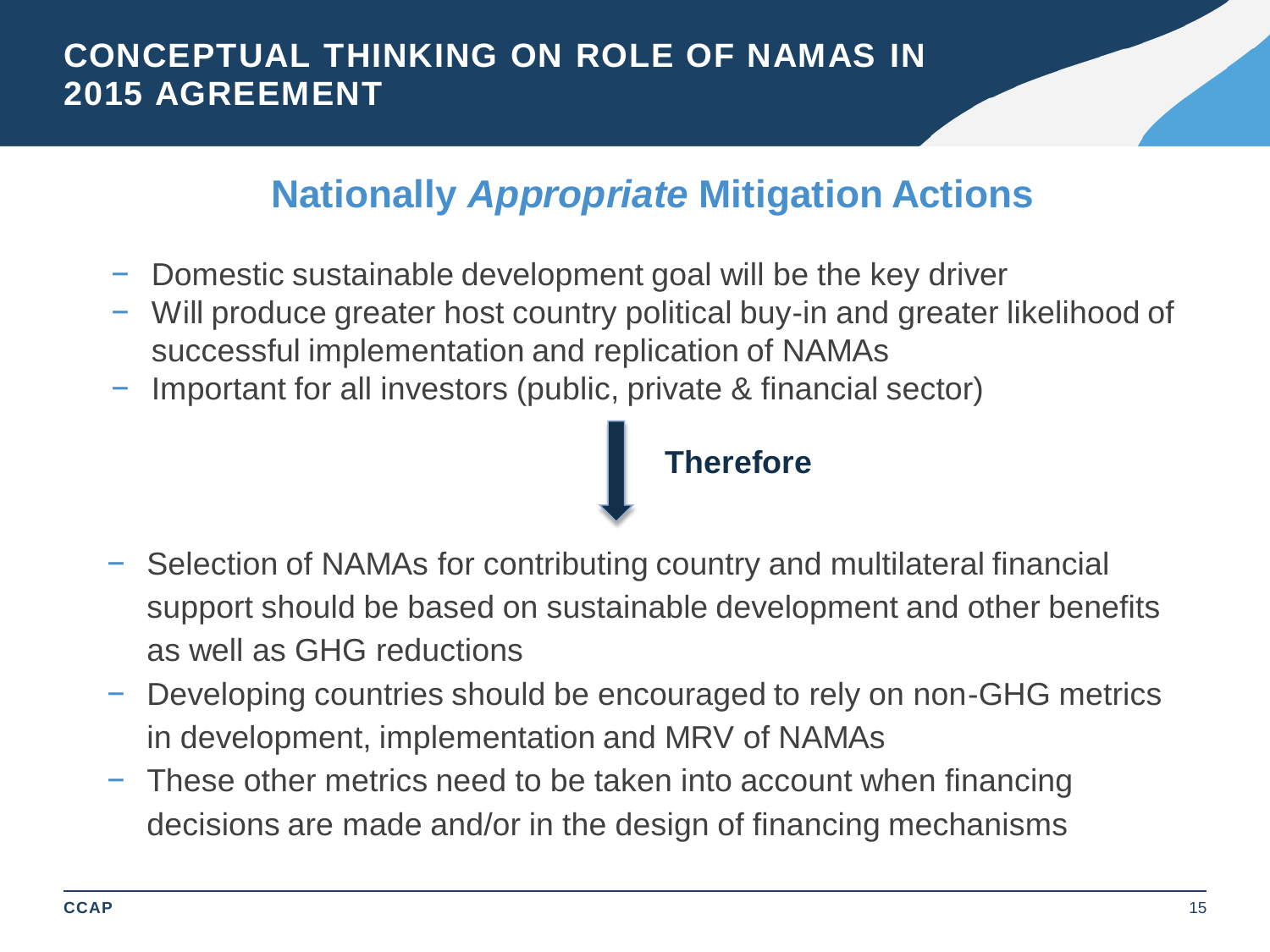# CONCEPTUAL THINKING ON ROLE OF NAMAS IN 2015 AGREEMENT

## Nationally *Appropriate* Mitigation Actions

- Domestic sustainable development goal will be the key driver
- Will produce greater host country political buy-in and greater likelihood of successful implementation and replication of NAMAs
- Important for all investors (public, private & financial sector)

**Therefore**

- Selection of NAMAs for contributing country and multilateral financial support should be based on sustainable development and other benefits as well as GHG reductions
- Developing countries should be encouraged to rely on non-GHG metrics in development, implementation and MRV of NAMAs
- These other metrics need to be taken into account when financing decisions are made and/or in the design of financing mechanisms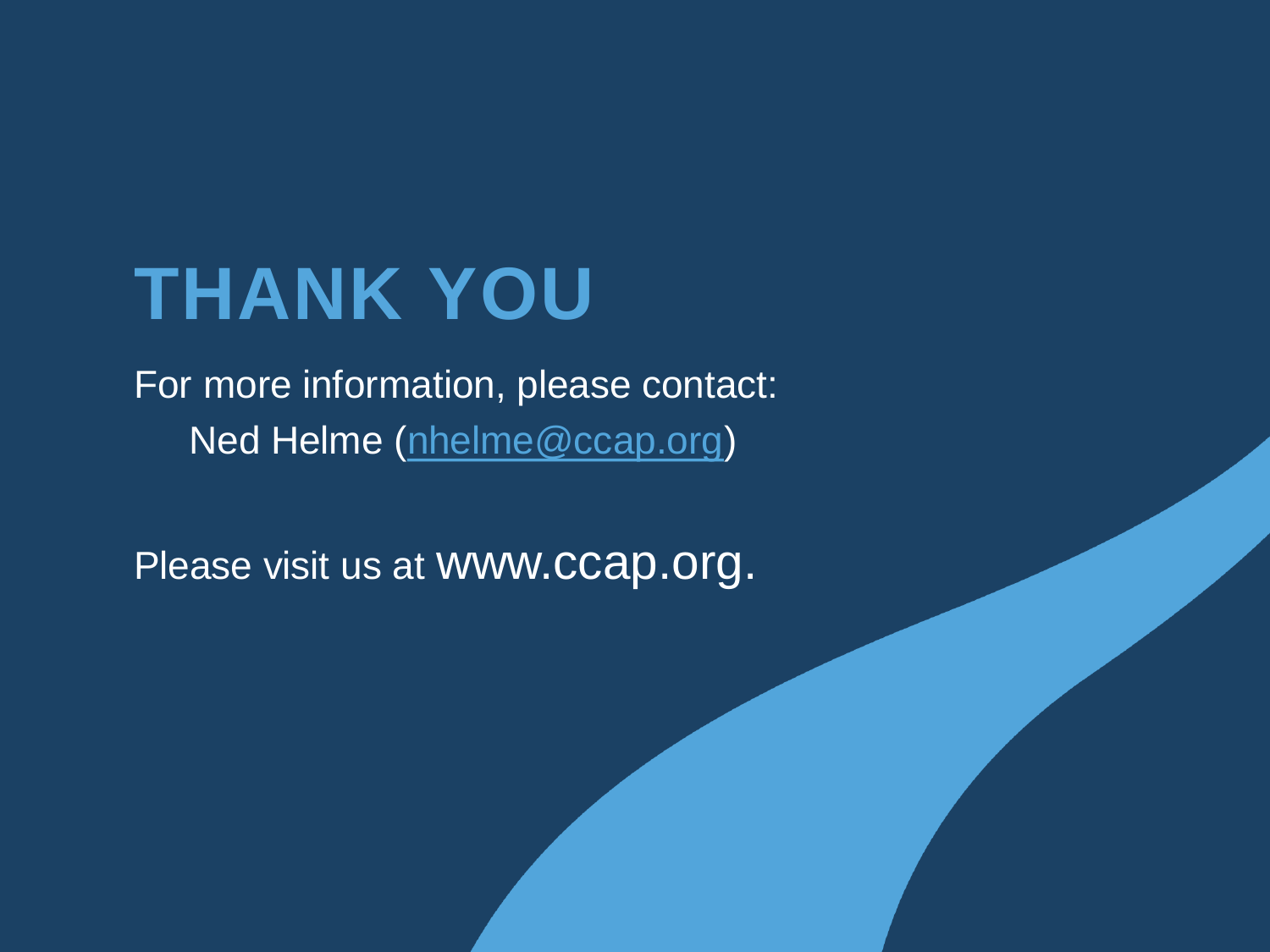# THANK YOU

For more information, please contact:

Ned Helme (nhelme@ccap.org)

Please visit us at www.ccap.org.